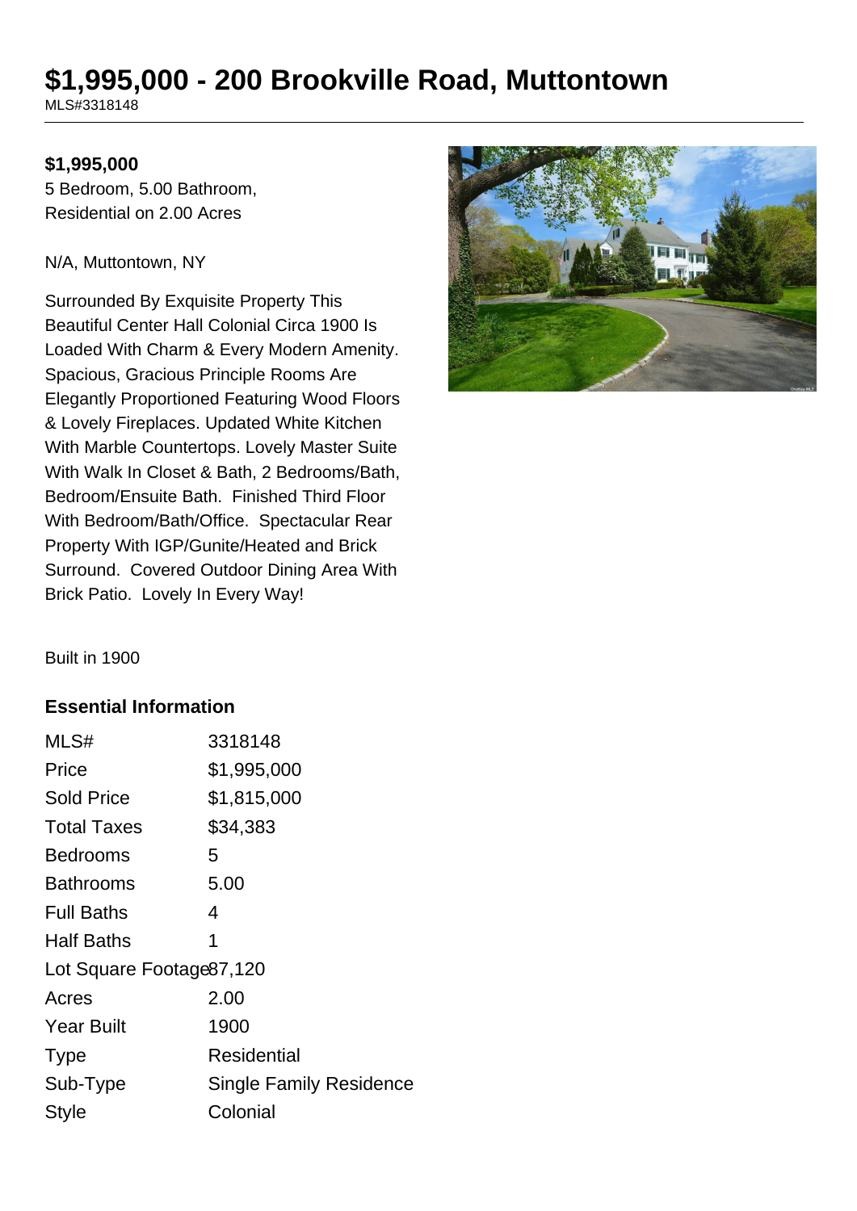# $1,995,000 - 200 Brookville Road, Muttontown

MLS#3318148

**$1,995,000**

5 Bedroom, 5.00 Bathroom, Residential on 2.00 Acres

N/A, Muttontown, NY

Surrounded By Exquisite Property This Beautiful Center Hall Colonial Circa 1900 Is Loaded With Charm & Every Modern Amenity. Spacious, Gracious Principle Rooms Are Elegantly Proportioned Featuring Wood Floors & Lovely Fireplaces. Updated White Kitchen With Marble Countertops. Lovely Master Suite With Walk In Closet & Bath, 2 Bedrooms/Bath, Bedroom/Ensuite Bath. Finished Third Floor With Bedroom/Bath/Office. Spectacular Rear Property With IGP/Gunite/Heated and Brick Surround. Covered Outdoor Dining Area With Brick Patio. Lovely In Every Way!

Built in 1900

### Essential Information

| | |
|---|---|
| MLS# | 3318148 |
| Price | $1,995,000 |
| Sold Price | $1,815,000 |
| Total Taxes | $34,383 |
| Bedrooms | 5 |
| Bathrooms | 5.00 |
| Full Baths | 4 |
| Half Baths | 1 |
| Lot Square Footage | 87,120 |
| Acres | 2.00 |
| Year Built | 1900 |
| Type | Residential |
| Sub-Type | Single Family Residence |
| Style | Colonial |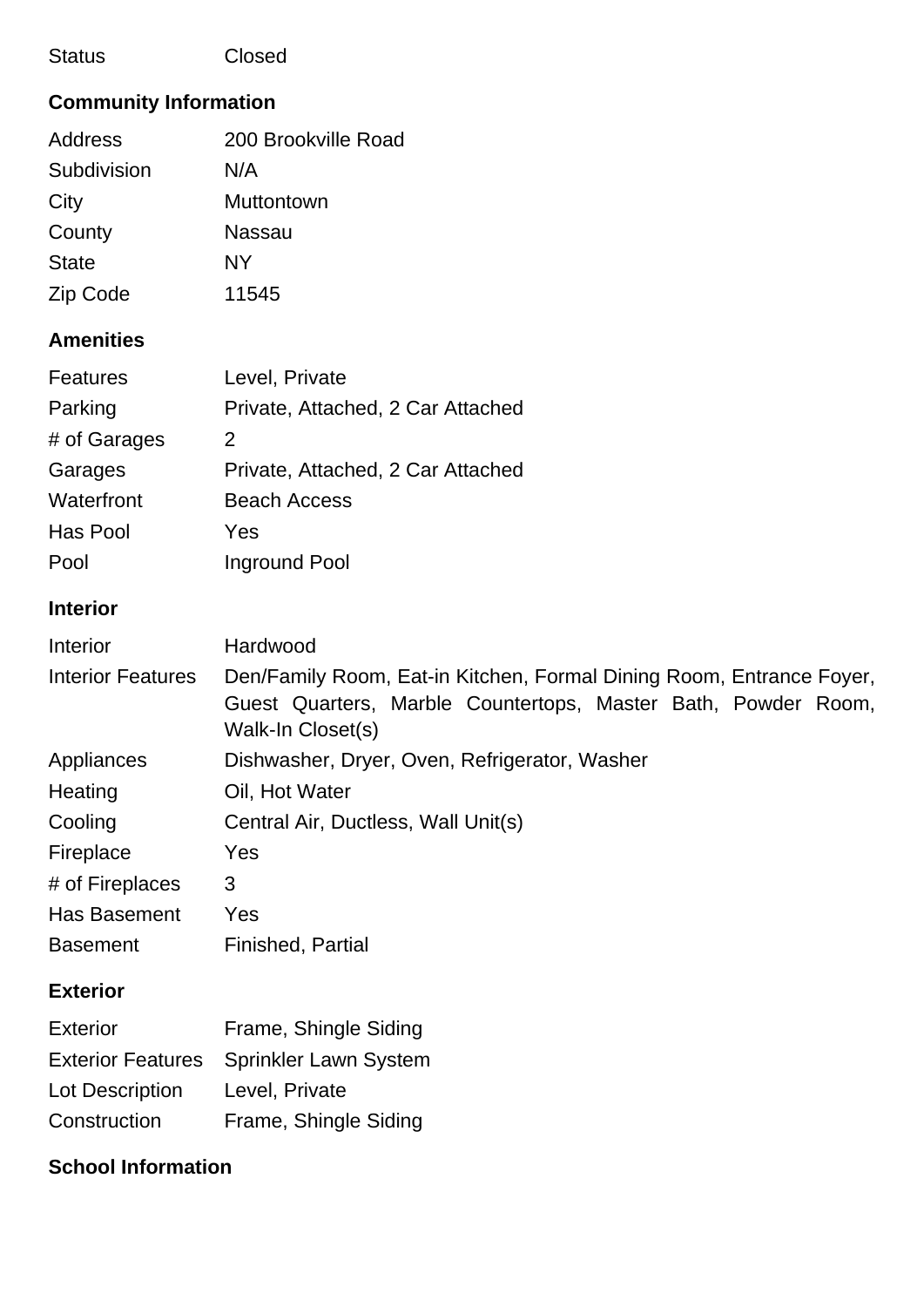| | |
|---|---|
| Status | Closed |

## Community Information

| | |
|---|---|
| Address | 200 Brookville Road |
| Subdivision | N/A |
| City | Muttontown |
| County | Nassau |
| State | NY |
| Zip Code | 11545 |

## Amenities

| | |
|---|---|
| Features | Level, Private |
| Parking | Private, Attached, 2 Car Attached |
| # of Garages | 2 |
| Garages | Private, Attached, 2 Car Attached |
| Waterfront | Beach Access |
| Has Pool | Yes |
| Pool | Inground Pool |

## Interior

| | |
|---|---|
| Interior | Hardwood |
| Interior Features | Den/Family Room, Eat-in Kitchen, Formal Dining Room, Entrance Foyer, Guest Quarters, Marble Countertops, Master Bath, Powder Room, Walk-In Closet(s) |
| Appliances | Dishwasher, Dryer, Oven, Refrigerator, Washer |
| Heating | Oil, Hot Water |
| Cooling | Central Air, Ductless, Wall Unit(s) |
| Fireplace | Yes |
| # of Fireplaces | 3 |
| Has Basement | Yes |
| Basement | Finished, Partial |

## Exterior

| | |
|---|---|
| Exterior | Frame, Shingle Siding |
| Exterior Features | Sprinkler Lawn System |
| Lot Description | Level, Private |
| Construction | Frame, Shingle Siding |

## School Information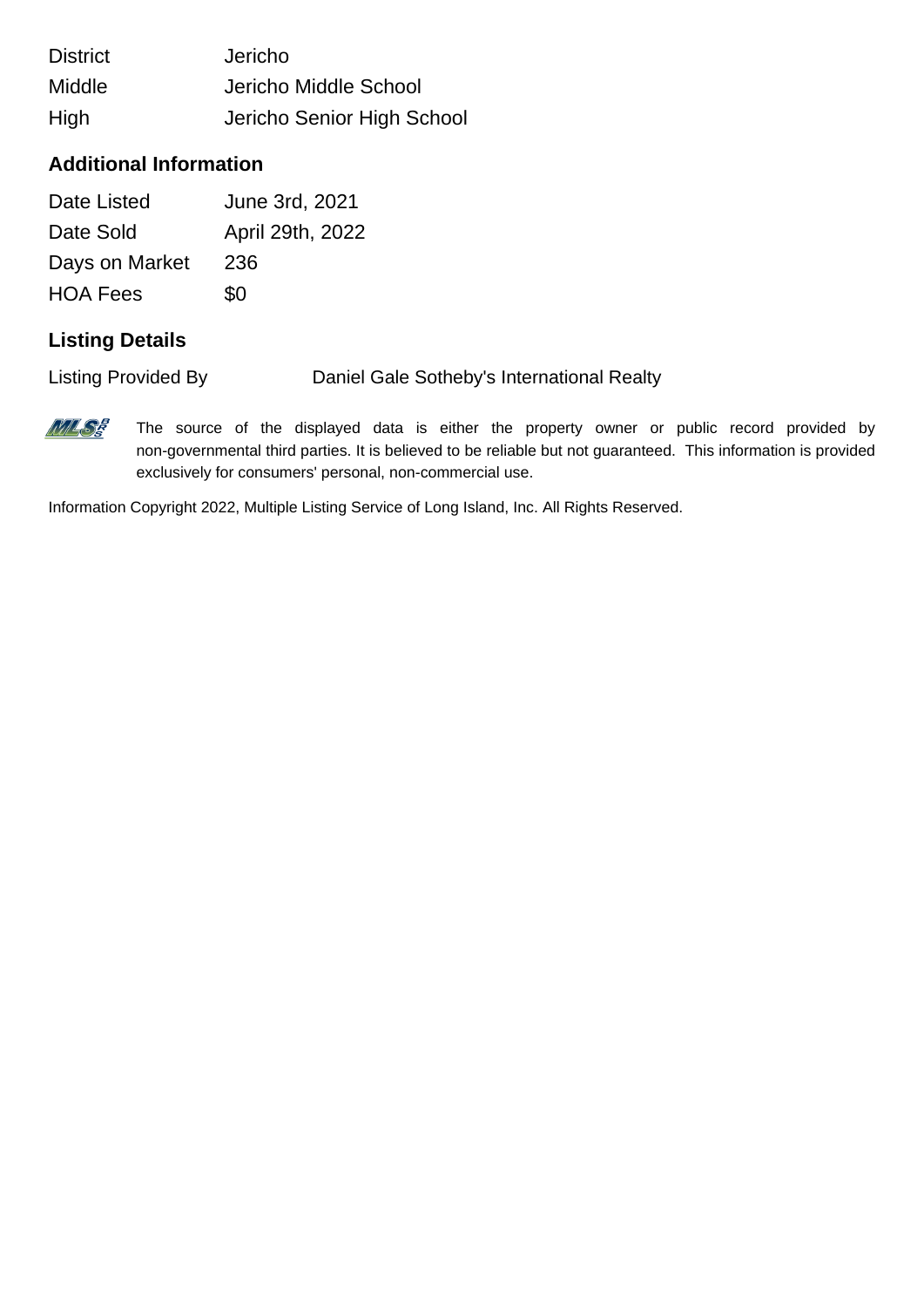| | |
|---|---|
| District | Jericho |
| Middle | Jericho Middle School |
| High | Jericho Senior High School |

### Additional Information

| | |
|---|---|
| Date Listed | June 3rd, 2021 |
| Date Sold | April 29th, 2022 |
| Days on Market | 236 |
| HOA Fees | $0 |

### Listing Details

| | |
|---|---|
| Listing Provided By | Daniel Gale Sotheby's International Realty |

The source of the displayed data is either the property owner or public record provided by non-governmental third parties. It is believed to be reliable but not guaranteed. This information is provided exclusively for consumers' personal, non-commercial use.

Information Copyright 2022, Multiple Listing Service of Long Island, Inc. All Rights Reserved.